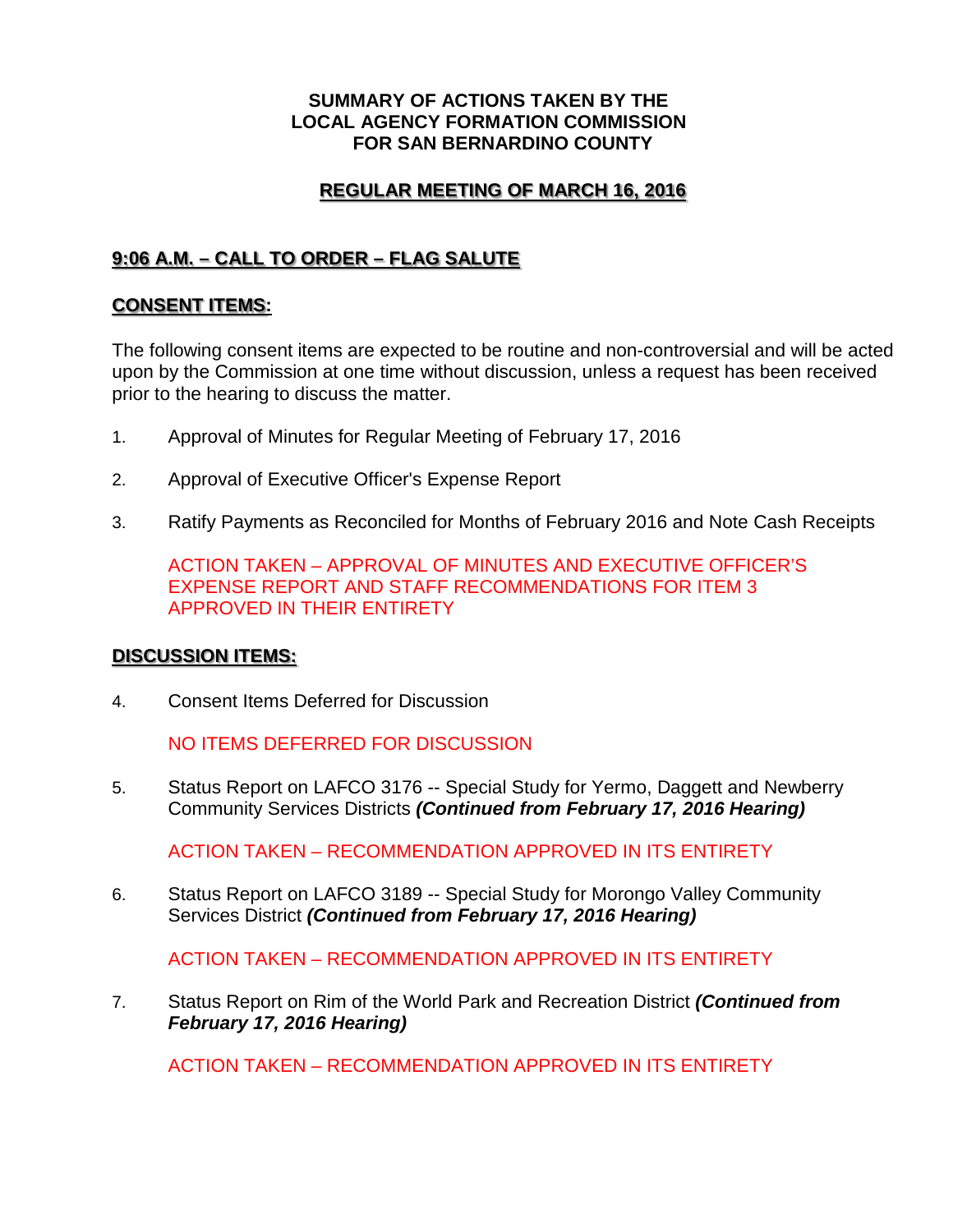**SUMMARY OF ACTIONS TAKEN BY THE LOCAL AGENCY FORMATION COMMISSION FOR SAN BERNARDINO COUNTY**

## REGULAR MEETING OF MARCH 16, 2016

## 9:06 A.M. – CALL TO ORDER – FLAG SALUTE

## CONSENT ITEMS:

The following consent items are expected to be routine and non-controversial and will be acted upon by the Commission at one time without discussion, unless a request has been received prior to the hearing to discuss the matter.

1. Approval of Minutes for Regular Meeting of February 17, 2016

2. Approval of Executive Officer's Expense Report

3. Ratify Payments as Reconciled for Months of February 2016 and Note Cash Receipts

   ACTION TAKEN – APPROVAL OF MINUTES AND EXECUTIVE OFFICER'S EXPENSE REPORT AND STAFF RECOMMENDATIONS FOR ITEM 3 APPROVED IN THEIR ENTIRETY

## DISCUSSION ITEMS:

4. Consent Items Deferred for Discussion

   NO ITEMS DEFERRED FOR DISCUSSION

5. Status Report on LAFCO 3176 -- Special Study for Yermo, Daggett and Newberry Community Services Districts ***(Continued from February 17, 2016 Hearing)***

   ACTION TAKEN – RECOMMENDATION APPROVED IN ITS ENTIRETY

6. Status Report on LAFCO 3189 -- Special Study for Morongo Valley Community Services District ***(Continued from February 17, 2016 Hearing)***

   ACTION TAKEN – RECOMMENDATION APPROVED IN ITS ENTIRETY

7. Status Report on Rim of the World Park and Recreation District ***(Continued from February 17, 2016 Hearing)***

   ACTION TAKEN – RECOMMENDATION APPROVED IN ITS ENTIRETY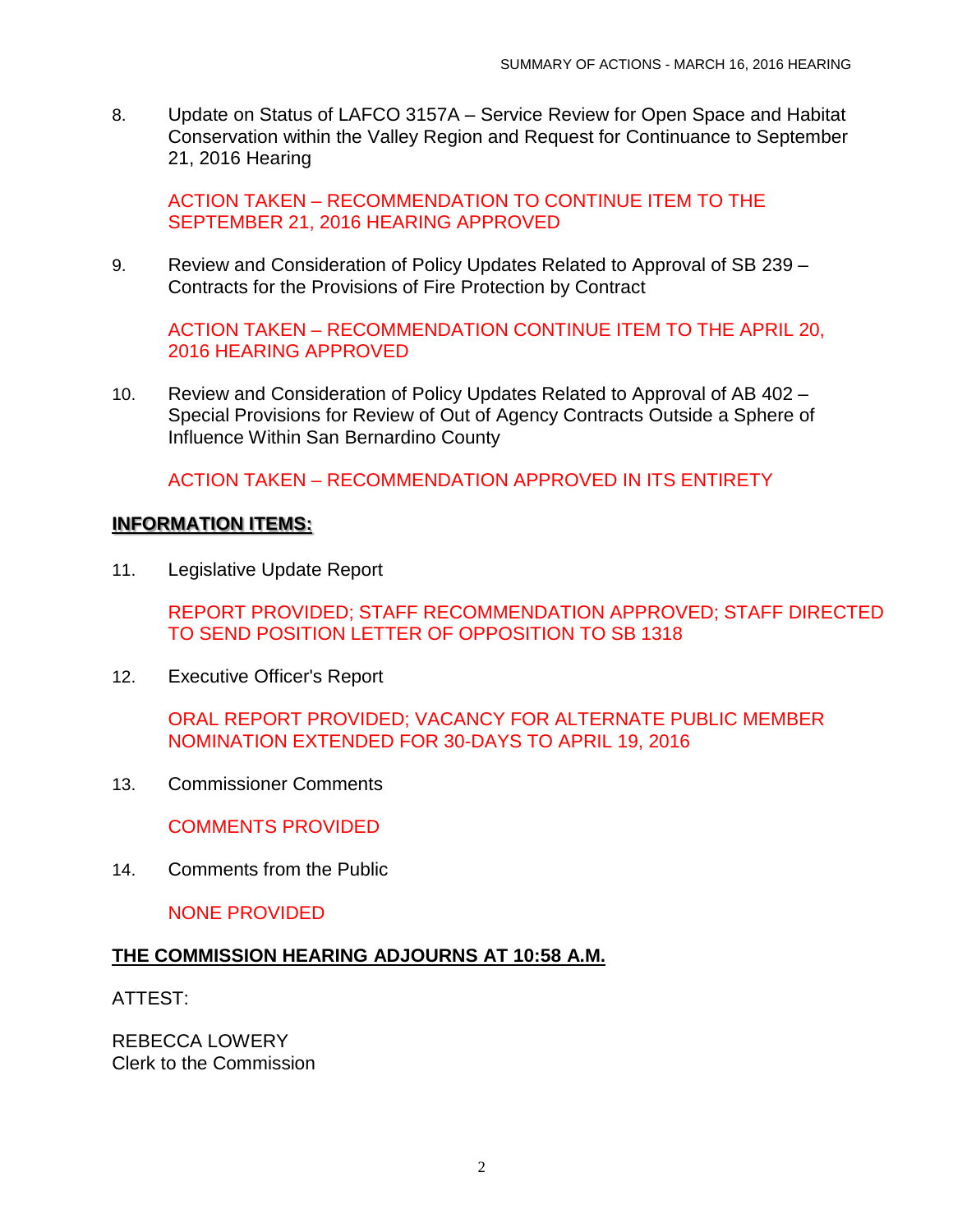8. Update on Status of LAFCO 3157A – Service Review for Open Space and Habitat Conservation within the Valley Region and Request for Continuance to September 21, 2016 Hearing

   ACTION TAKEN – RECOMMENDATION TO CONTINUE ITEM TO THE SEPTEMBER 21, 2016 HEARING APPROVED

9. Review and Consideration of Policy Updates Related to Approval of SB 239 – Contracts for the Provisions of Fire Protection by Contract

   ACTION TAKEN – RECOMMENDATION CONTINUE ITEM TO THE APRIL 20, 2016 HEARING APPROVED

10. Review and Consideration of Policy Updates Related to Approval of AB 402 – Special Provisions for Review of Out of Agency Contracts Outside a Sphere of Influence Within San Bernardino County

    ACTION TAKEN – RECOMMENDATION APPROVED IN ITS ENTIRETY

**INFORMATION ITEMS:**

11. Legislative Update Report

    REPORT PROVIDED; STAFF RECOMMENDATION APPROVED; STAFF DIRECTED TO SEND POSITION LETTER OF OPPOSITION TO SB 1318

12. Executive Officer's Report

    ORAL REPORT PROVIDED; VACANCY FOR ALTERNATE PUBLIC MEMBER NOMINATION EXTENDED FOR 30-DAYS TO APRIL 19, 2016

13. Commissioner Comments

    COMMENTS PROVIDED

14. Comments from the Public

    NONE PROVIDED

**THE COMMISSION HEARING ADJOURNS AT 10:58 A.M.**

ATTEST:

REBECCA LOWERY
Clerk to the Commission